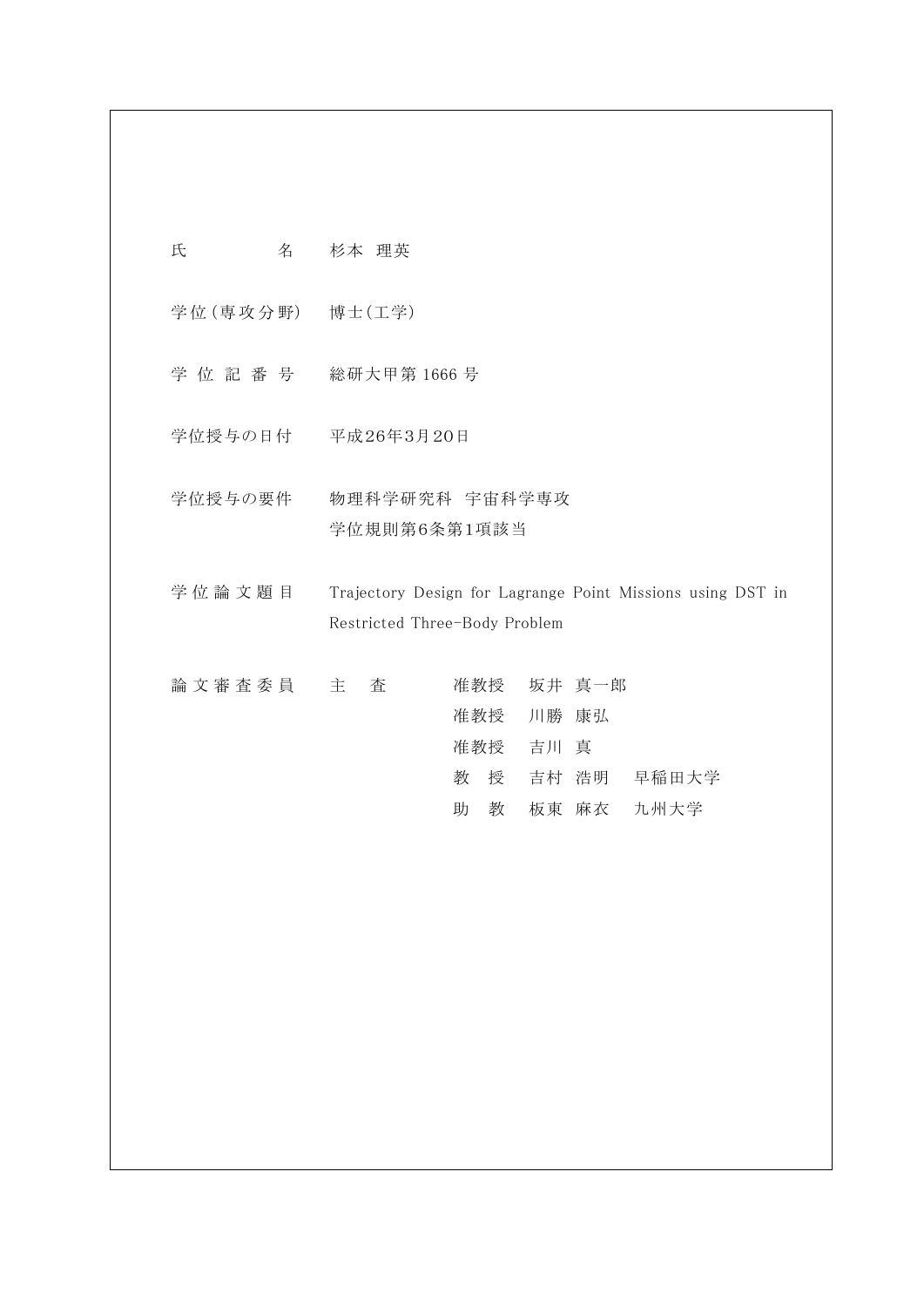| | |
|---|---|
| 氏　　　　名 | 杉本 理英 |
| 学位(専攻分野) | 博士(工学) |
| 学 位 記 番 号 | 総研大甲第 1666 号 |
| 学位授与の日付 | 平成26年3月20日 |
| 学位授与の要件 | 物理科学研究科　宇宙科学専攻<br>学位規則第6条第1項該当 |
| 学 位 論 文 題 目 | Trajectory Design for Lagrange Point Missions using DST in Restricted Three-Body Problem |
| 論 文 審 査 委 員 | 主　査　　准教授　坂井 真一郎<br>准教授　川勝 康弘<br>准教授　吉川 真<br>教　授　吉村 浩明　早稲田大学<br>助　教　板東 麻衣　九州大学 |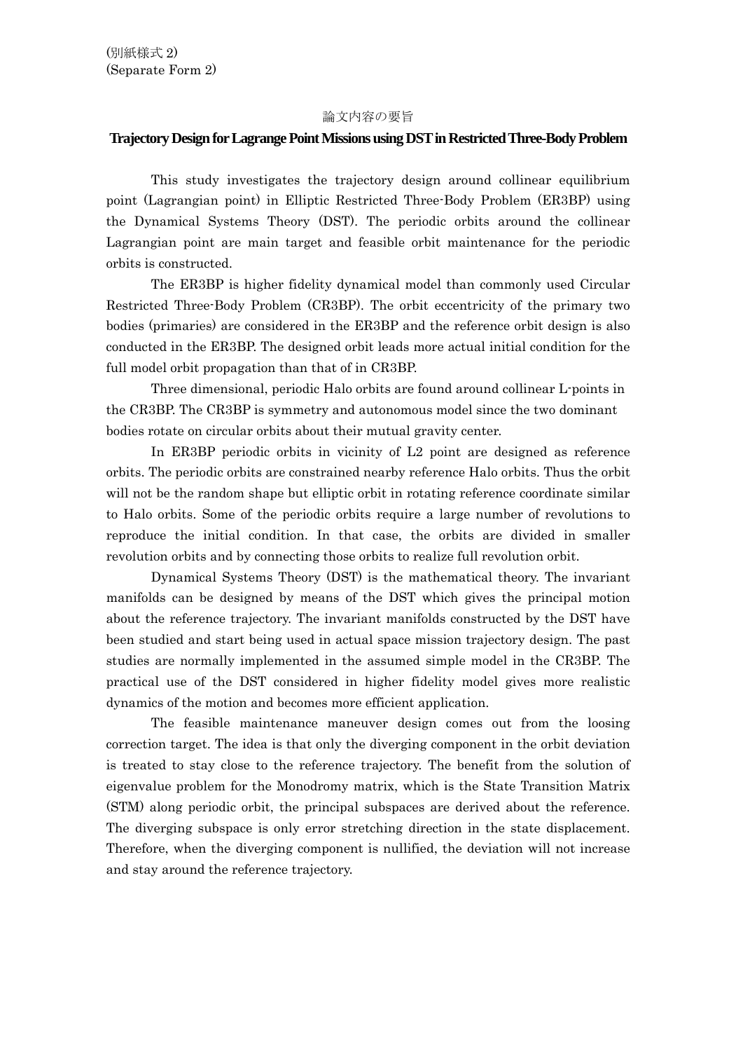(別紙様式 2)
(Separate Form 2)

論文内容の要旨

**Trajectory Design for Lagrange Point Missions using DST in Restricted Three-Body Problem**

This study investigates the trajectory design around collinear equilibrium point (Lagrangian point) in Elliptic Restricted Three-Body Problem (ER3BP) using the Dynamical Systems Theory (DST). The periodic orbits around the collinear Lagrangian point are main target and feasible orbit maintenance for the periodic orbits is constructed.

The ER3BP is higher fidelity dynamical model than commonly used Circular Restricted Three-Body Problem (CR3BP). The orbit eccentricity of the primary two bodies (primaries) are considered in the ER3BP and the reference orbit design is also conducted in the ER3BP. The designed orbit leads more actual initial condition for the full model orbit propagation than that of in CR3BP.

Three dimensional, periodic Halo orbits are found around collinear L-points in the CR3BP. The CR3BP is symmetry and autonomous model since the two dominant bodies rotate on circular orbits about their mutual gravity center.

In ER3BP periodic orbits in vicinity of L2 point are designed as reference orbits. The periodic orbits are constrained nearby reference Halo orbits. Thus the orbit will not be the random shape but elliptic orbit in rotating reference coordinate similar to Halo orbits. Some of the periodic orbits require a large number of revolutions to reproduce the initial condition. In that case, the orbits are divided in smaller revolution orbits and by connecting those orbits to realize full revolution orbit.

Dynamical Systems Theory (DST) is the mathematical theory. The invariant manifolds can be designed by means of the DST which gives the principal motion about the reference trajectory. The invariant manifolds constructed by the DST have been studied and start being used in actual space mission trajectory design. The past studies are normally implemented in the assumed simple model in the CR3BP. The practical use of the DST considered in higher fidelity model gives more realistic dynamics of the motion and becomes more efficient application.

The feasible maintenance maneuver design comes out from the loosing correction target. The idea is that only the diverging component in the orbit deviation is treated to stay close to the reference trajectory. The benefit from the solution of eigenvalue problem for the Monodromy matrix, which is the State Transition Matrix (STM) along periodic orbit, the principal subspaces are derived about the reference. The diverging subspace is only error stretching direction in the state displacement. Therefore, when the diverging component is nullified, the deviation will not increase and stay around the reference trajectory.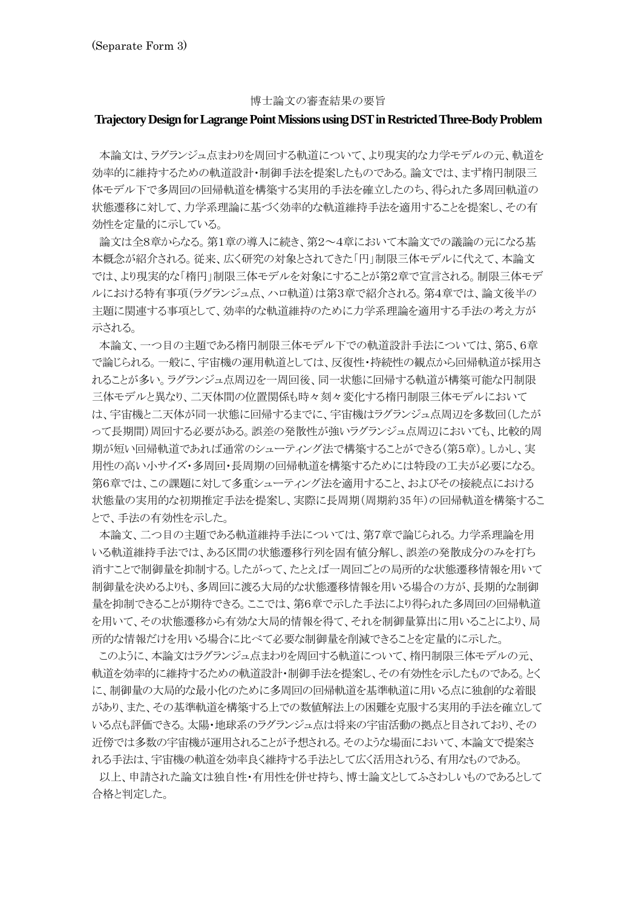(Separate Form 3)

博士論文の審査結果の要旨

**Trajectory Design for Lagrange Point Missions using DST in Restricted Three-Body Problem**

本論文は、ラグランジュ点まわりを周回する軌道について、より現実的な力学モデルの元、軌道を効率的に維持するための軌道設計・制御手法を提案したものである。論文では、まず楕円制限三体モデル下で多周回の回帰軌道を構築する実用的手法を確立したのち、得られた多周回軌道の状態遷移に対して、力学系理論に基づく効率的な軌道維持手法を適用することを提案し、その有効性を定量的に示している。

論文は全8章からなる。第1章の導入に続き、第2～4章において本論文での議論の元になる基本概念が紹介される。従来、広く研究の対象とされてきた「円」制限三体モデルに代えて、本論文では、より現実的な「楕円」制限三体モデルを対象にすることが第2章で宣言される。制限三体モデルにおける特有事項(ラグランジュ点、ハロ軌道)は第3章で紹介される。第4章では、論文後半の主題に関連する事項として、効率的な軌道維持のために力学系理論を適用する手法の考え方が示される。

本論文、一つ目の主題である楕円制限三体モデル下での軌道設計手法については、第5、6章で論じられる。一般に、宇宙機の運用軌道としては、反復性・持続性の観点から回帰軌道が採用されることが多い。ラグランジュ点周辺を一周回後、同一状態に回帰する軌道が構築可能な円制限三体モデルと異なり、二天体間の位置関係も時々刻々変化する楕円制限三体モデルにおいては、宇宙機と二天体が同一状態に回帰するまでに、宇宙機はラグランジュ点周辺を多数回(したがって長期間)周回する必要がある。誤差の発散性が強いラグランジュ点周辺においても、比較的周期が短い回帰軌道であれば通常のシューティング法で構築することができる(第5章)。しかし、実用性の高い小サイズ・多周回・長周期の回帰軌道を構築するためには特段の工夫が必要になる。第6章では、この課題に対して多重シューティング法を適用すること、およびその接続点における状態量の実用的な初期推定手法を提案し、実際に長周期(周期約35年)の回帰軌道を構築することで、手法の有効性を示した。

本論文、二つ目の主題である軌道維持手法については、第7章で論じられる。力学系理論を用いる軌道維持手法では、ある区間の状態遷移行列を固有値分解し、誤差の発散成分のみを打ち消すことで制御量を抑制する。したがって、たとえば一周回ごとの局所的な状態遷移情報を用いて制御量を決めるよりも、多周回に渡る大局的な状態遷移情報を用いる場合の方が、長期的な制御量を抑制できることが期待できる。ここでは、第6章で示した手法により得られた多周回の回帰軌道を用いて、その状態遷移から有効な大局的情報を得て、それを制御量算出に用いることにより、局所的な情報だけを用いる場合に比べて必要な制御量を削減できることを定量的に示した。

このように、本論文はラグランジュ点まわりを周回する軌道について、楕円制限三体モデルの元、軌道を効率的に維持するための軌道設計・制御手法を提案し、その有効性を示したものである。とくに、制御量の大局的な最小化のために多周回の回帰軌道を基準軌道に用いる点に独創的な着眼があり、また、その基準軌道を構築する上での数値解法上の困難を克服する実用的手法を確立している点も評価できる。太陽・地球系のラグランジュ点は将来の宇宙活動の拠点と目されており、その近傍では多数の宇宙機が運用されることが予想される。そのような場面において、本論文で提案される手法は、宇宙機の軌道を効率良く維持する手法として広く活用されうる、有用なものである。

以上、申請された論文は独自性・有用性を併せ持ち、博士論文としてふさわしいものであるとして合格と判定した。